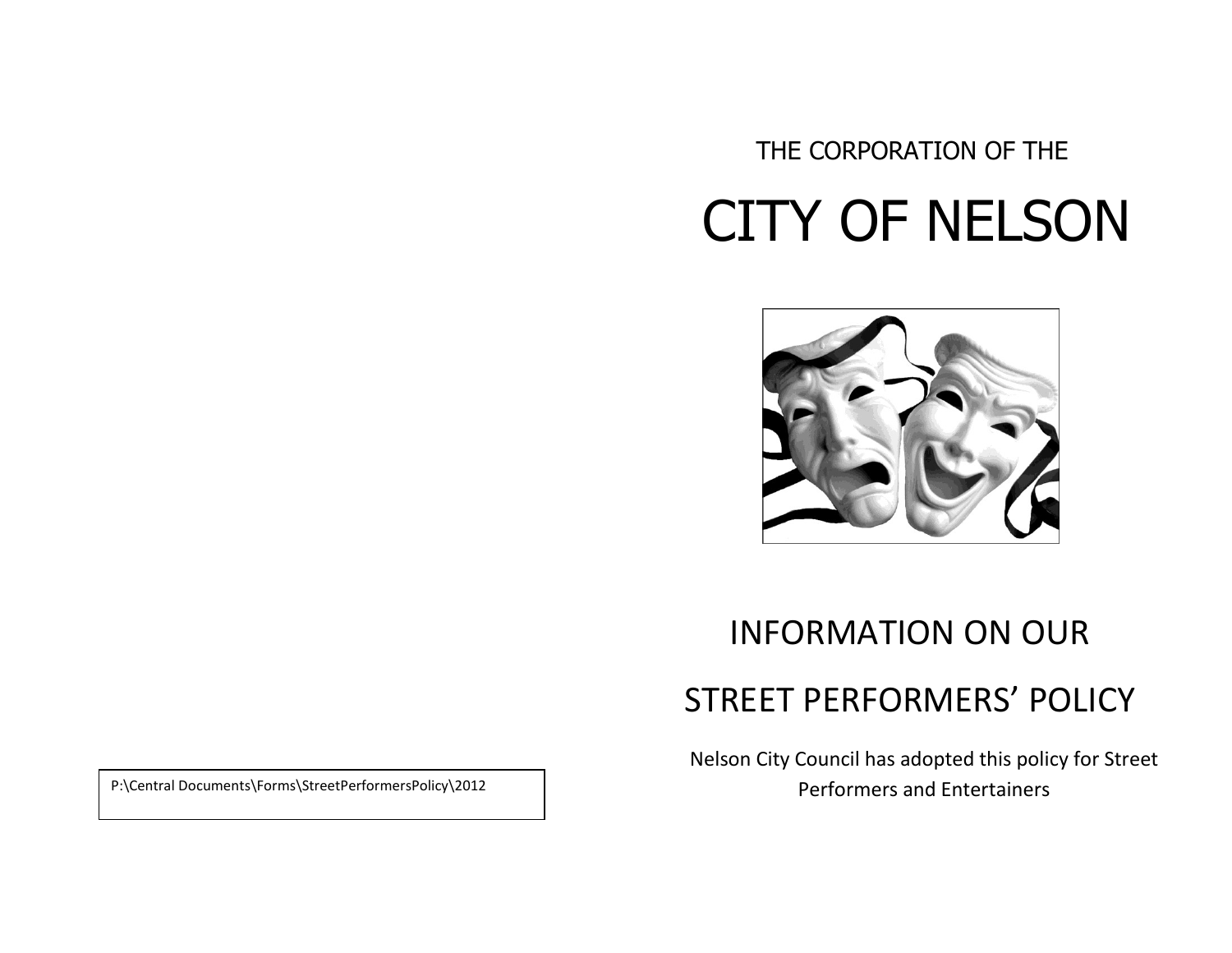P:\Central Documents\Forms\StreetPerformersPolicy\2012

THE CORPORATION OF THE

# CITY OF NELSON

## INFORMATION ON OUR

## STREET PERFORMERS' POLICY

Nelson City Council has adopted this policy for Street Performers and Entertainers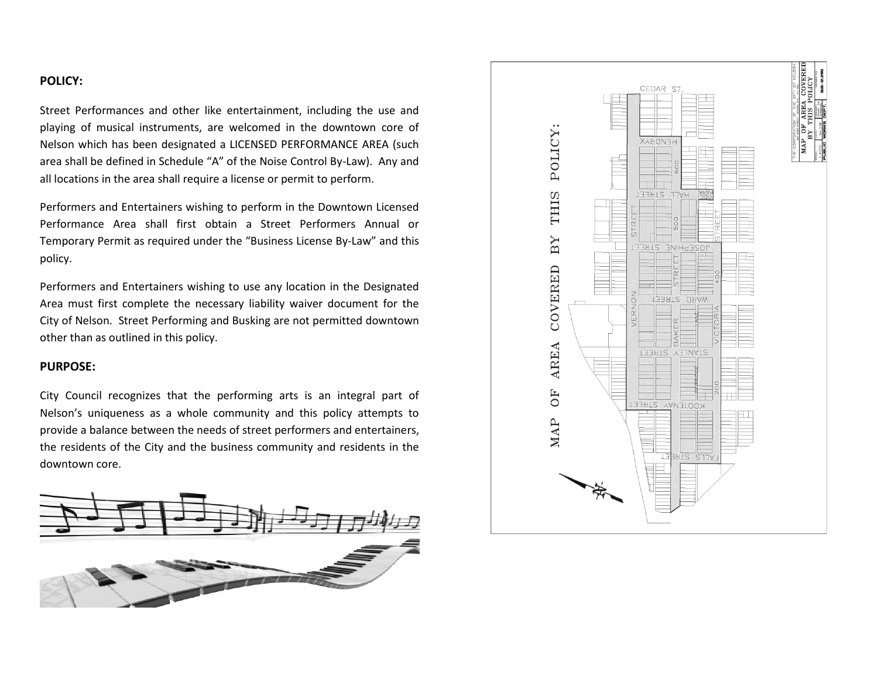**POLICY:**

Street Performances and other like entertainment, including the use and playing of musical instruments, are welcomed in the downtown core of Nelson which has been designated a LICENSED PERFORMANCE AREA (such area shall be defined in Schedule "A" of the Noise Control By-Law). Any and all locations in the area shall require a license or permit to perform.

Performers and Entertainers wishing to perform in the Downtown Licensed Performance Area shall first obtain a Street Performers Annual or Temporary Permit as required under the "Business License By-Law" and this policy.

Performers and Entertainers wishing to use any location in the Designated Area must first complete the necessary liability waiver document for the City of Nelson. Street Performing and Busking are not permitted downtown other than as outlined in this policy.

**PURPOSE:**

City Council recognizes that the performing arts is an integral part of Nelson's uniqueness as a whole community and this policy attempts to provide a balance between the needs of street performers and entertainers, the residents of the City and the business community and residents in the downtown core.

MAP OF AREA COVERED BY THIS POLICY: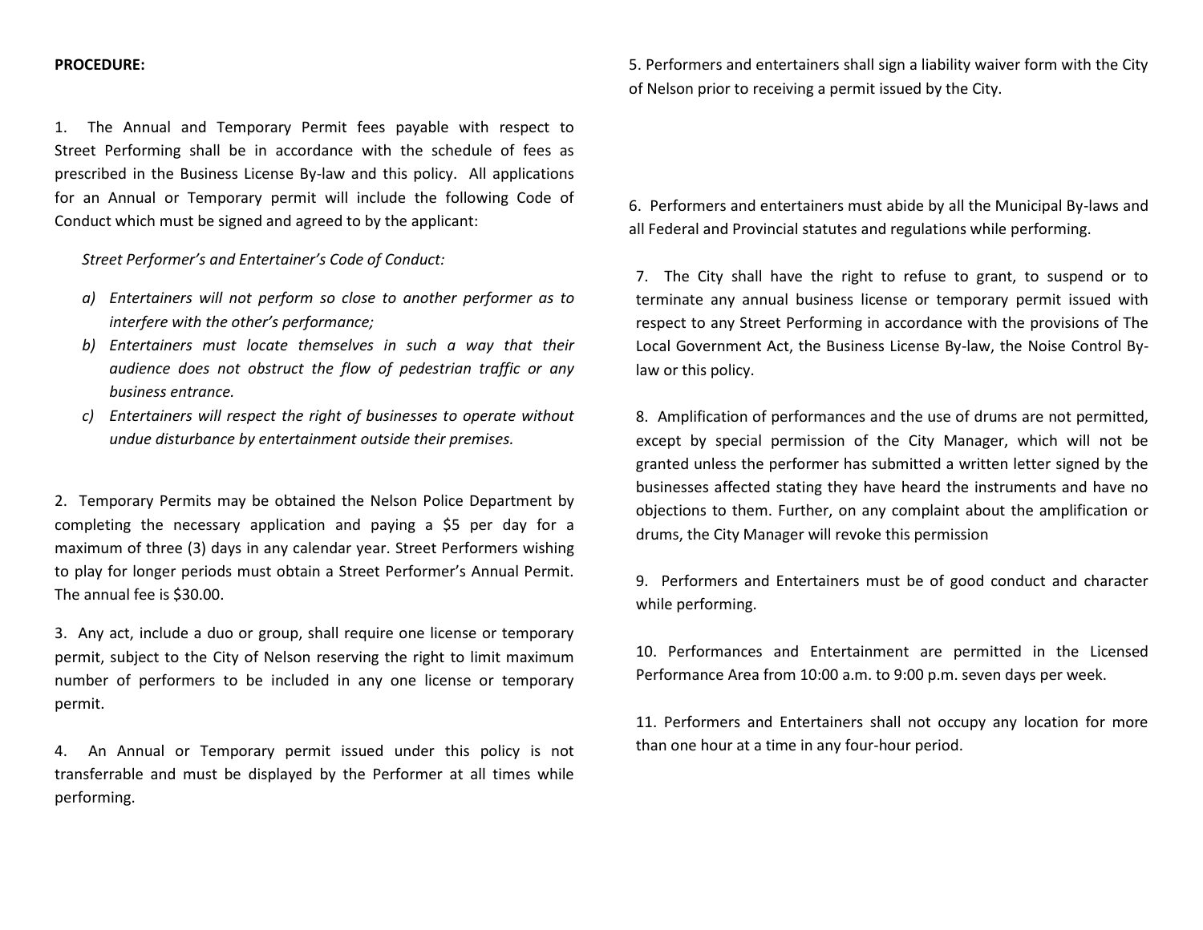**PROCEDURE:**

1. The Annual and Temporary Permit fees payable with respect to Street Performing shall be in accordance with the schedule of fees as prescribed in the Business License By-law and this policy. All applications for an Annual or Temporary permit will include the following Code of Conduct which must be signed and agreed to by the applicant:

*Street Performer's and Entertainer's Code of Conduct:*

a) *Entertainers will not perform so close to another performer as to interfere with the other's performance;*
b) *Entertainers must locate themselves in such a way that their audience does not obstruct the flow of pedestrian traffic or any business entrance.*
c) *Entertainers will respect the right of businesses to operate without undue disturbance by entertainment outside their premises.*

2. Temporary Permits may be obtained the Nelson Police Department by completing the necessary application and paying a $5 per day for a maximum of three (3) days in any calendar year. Street Performers wishing to play for longer periods must obtain a Street Performer's Annual Permit. The annual fee is $30.00.

3. Any act, include a duo or group, shall require one license or temporary permit, subject to the City of Nelson reserving the right to limit maximum number of performers to be included in any one license or temporary permit.

4. An Annual or Temporary permit issued under this policy is not transferrable and must be displayed by the Performer at all times while performing.

5. Performers and entertainers shall sign a liability waiver form with the City of Nelson prior to receiving a permit issued by the City.

6. Performers and entertainers must abide by all the Municipal By-laws and all Federal and Provincial statutes and regulations while performing.

7. The City shall have the right to refuse to grant, to suspend or to terminate any annual business license or temporary permit issued with respect to any Street Performing in accordance with the provisions of The Local Government Act, the Business License By-law, the Noise Control By-law or this policy.

8. Amplification of performances and the use of drums are not permitted, except by special permission of the City Manager, which will not be granted unless the performer has submitted a written letter signed by the businesses affected stating they have heard the instruments and have no objections to them. Further, on any complaint about the amplification or drums, the City Manager will revoke this permission

9. Performers and Entertainers must be of good conduct and character while performing.

10. Performances and Entertainment are permitted in the Licensed Performance Area from 10:00 a.m. to 9:00 p.m. seven days per week.

11. Performers and Entertainers shall not occupy any location for more than one hour at a time in any four-hour period.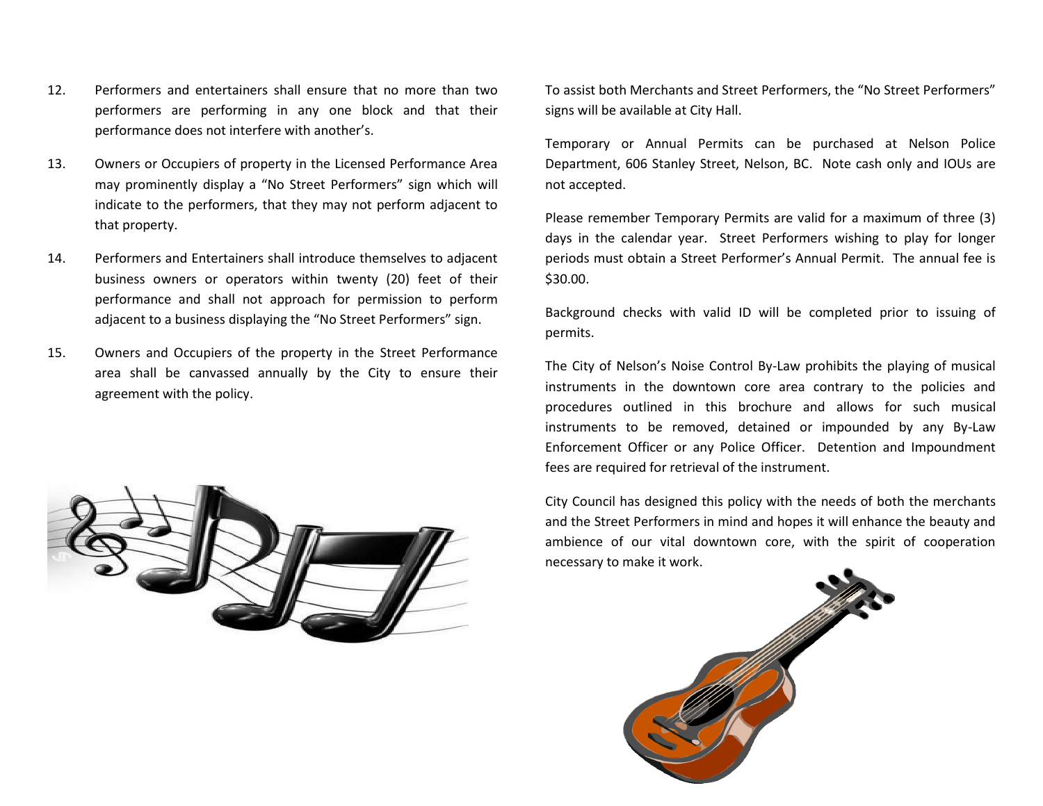12. Performers and entertainers shall ensure that no more than two performers are performing in any one block and that their performance does not interfere with another's.

13. Owners or Occupiers of property in the Licensed Performance Area may prominently display a "No Street Performers" sign which will indicate to the performers, that they may not perform adjacent to that property.

14. Performers and Entertainers shall introduce themselves to adjacent business owners or operators within twenty (20) feet of their performance and shall not approach for permission to perform adjacent to a business displaying the "No Street Performers" sign.

15. Owners and Occupiers of the property in the Street Performance area shall be canvassed annually by the City to ensure their agreement with the policy.

To assist both Merchants and Street Performers, the "No Street Performers" signs will be available at City Hall.

Temporary or Annual Permits can be purchased at Nelson Police Department, 606 Stanley Street, Nelson, BC. Note cash only and IOUs are not accepted.

Please remember Temporary Permits are valid for a maximum of three (3) days in the calendar year. Street Performers wishing to play for longer periods must obtain a Street Performer's Annual Permit. The annual fee is $30.00.

Background checks with valid ID will be completed prior to issuing of permits.

The City of Nelson's Noise Control By-Law prohibits the playing of musical instruments in the downtown core area contrary to the policies and procedures outlined in this brochure and allows for such musical instruments to be removed, detained or impounded by any By-Law Enforcement Officer or any Police Officer. Detention and Impoundment fees are required for retrieval of the instrument.

City Council has designed this policy with the needs of both the merchants and the Street Performers in mind and hopes it will enhance the beauty and ambience of our vital downtown core, with the spirit of cooperation necessary to make it work.